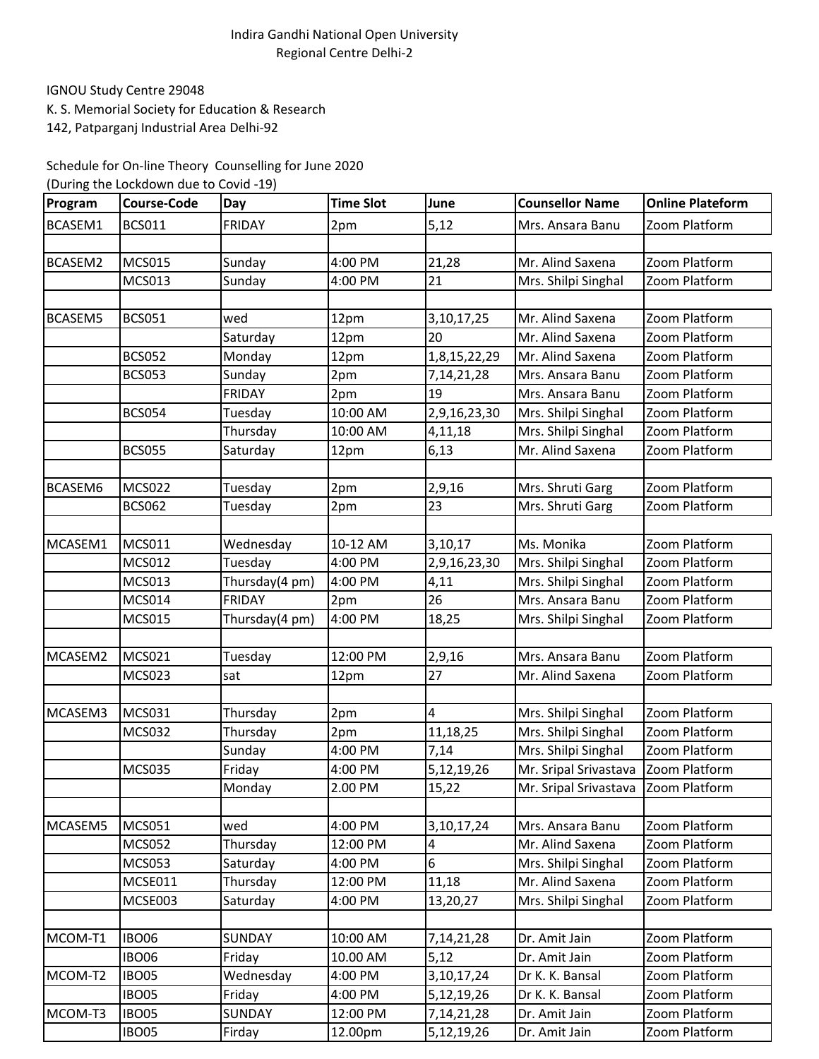Indira Gandhi National Open University
Regional Centre Delhi-2

IGNOU Study Centre 29048
K. S. Memorial Society for Education & Research
142, Patparganj Industrial Area Delhi-92

Schedule for On-line Theory Counselling for June 2020
(During the Lockdown due to Covid -19)

| Program | Course-Code | Day | Time Slot | June | Counsellor Name | Online Plateform |
|---|---|---|---|---|---|---|
| BCASEM1 | BCS011 | FRIDAY | 2pm | 5,12 | Mrs. Ansara Banu | Zoom Platform |
| | | | | | | |
| BCASEM2 | MCS015 | Sunday | 4:00 PM | 21,28 | Mr. Alind Saxena | Zoom Platform |
| | MCS013 | Sunday | 4:00 PM | 21 | Mrs. Shilpi Singhal | Zoom Platform |
| | | | | | | |
| BCASEM5 | BCS051 | wed | 12pm | 3,10,17,25 | Mr. Alind Saxena | Zoom Platform |
| | | Saturday | 12pm | 20 | Mr. Alind Saxena | Zoom Platform |
| | BCS052 | Monday | 12pm | 1,8,15,22,29 | Mr. Alind Saxena | Zoom Platform |
| | BCS053 | Sunday | 2pm | 7,14,21,28 | Mrs. Ansara Banu | Zoom Platform |
| | | FRIDAY | 2pm | 19 | Mrs. Ansara Banu | Zoom Platform |
| | BCS054 | Tuesday | 10:00 AM | 2,9,16,23,30 | Mrs. Shilpi Singhal | Zoom Platform |
| | | Thursday | 10:00 AM | 4,11,18 | Mrs. Shilpi Singhal | Zoom Platform |
| | BCS055 | Saturday | 12pm | 6,13 | Mr. Alind Saxena | Zoom Platform |
| | | | | | | |
| BCASEM6 | MCS022 | Tuesday | 2pm | 2,9,16 | Mrs. Shruti Garg | Zoom Platform |
| | BCS062 | Tuesday | 2pm | 23 | Mrs. Shruti Garg | Zoom Platform |
| | | | | | | |
| MCASEM1 | MCS011 | Wednesday | 10-12 AM | 3,10,17 | Ms. Monika | Zoom Platform |
| | MCS012 | Tuesday | 4:00 PM | 2,9,16,23,30 | Mrs. Shilpi Singhal | Zoom Platform |
| | MCS013 | Thursday(4 pm) | 4:00 PM | 4,11 | Mrs. Shilpi Singhal | Zoom Platform |
| | MCS014 | FRIDAY | 2pm | 26 | Mrs. Ansara Banu | Zoom Platform |
| | MCS015 | Thursday(4 pm) | 4:00 PM | 18,25 | Mrs. Shilpi Singhal | Zoom Platform |
| | | | | | | |
| MCASEM2 | MCS021 | Tuesday | 12:00 PM | 2,9,16 | Mrs. Ansara Banu | Zoom Platform |
| | MCS023 | sat | 12pm | 27 | Mr. Alind Saxena | Zoom Platform |
| | | | | | | |
| MCASEM3 | MCS031 | Thursday | 2pm | 4 | Mrs. Shilpi Singhal | Zoom Platform |
| | MCS032 | Thursday | 2pm | 11,18,25 | Mrs. Shilpi Singhal | Zoom Platform |
| | | Sunday | 4:00 PM | 7,14 | Mrs. Shilpi Singhal | Zoom Platform |
| | MCS035 | Friday | 4:00 PM | 5,12,19,26 | Mr. Sripal Srivastava | Zoom Platform |
| | | Monday | 2.00 PM | 15,22 | Mr. Sripal Srivastava | Zoom Platform |
| | | | | | | |
| MCASEM5 | MCS051 | wed | 4:00 PM | 3,10,17,24 | Mrs. Ansara Banu | Zoom Platform |
| | MCS052 | Thursday | 12:00 PM | 4 | Mr. Alind Saxena | Zoom Platform |
| | MCS053 | Saturday | 4:00 PM | 6 | Mrs. Shilpi Singhal | Zoom Platform |
| | MCSE011 | Thursday | 12:00 PM | 11,18 | Mr. Alind Saxena | Zoom Platform |
| | MCSE003 | Saturday | 4:00 PM | 13,20,27 | Mrs. Shilpi Singhal | Zoom Platform |
| | | | | | | |
| MCOM-T1 | IBO06 | SUNDAY | 10:00 AM | 7,14,21,28 | Dr. Amit Jain | Zoom Platform |
| | IBO06 | Friday | 10.00 AM | 5,12 | Dr. Amit Jain | Zoom Platform |
| MCOM-T2 | IBO05 | Wednesday | 4:00 PM | 3,10,17,24 | Dr K. K. Bansal | Zoom Platform |
| | IBO05 | Friday | 4:00 PM | 5,12,19,26 | Dr K. K. Bansal | Zoom Platform |
| MCOM-T3 | IBO05 | SUNDAY | 12:00 PM | 7,14,21,28 | Dr. Amit Jain | Zoom Platform |
| | IBO05 | Firday | 12.00pm | 5,12,19,26 | Dr. Amit Jain | Zoom Platform |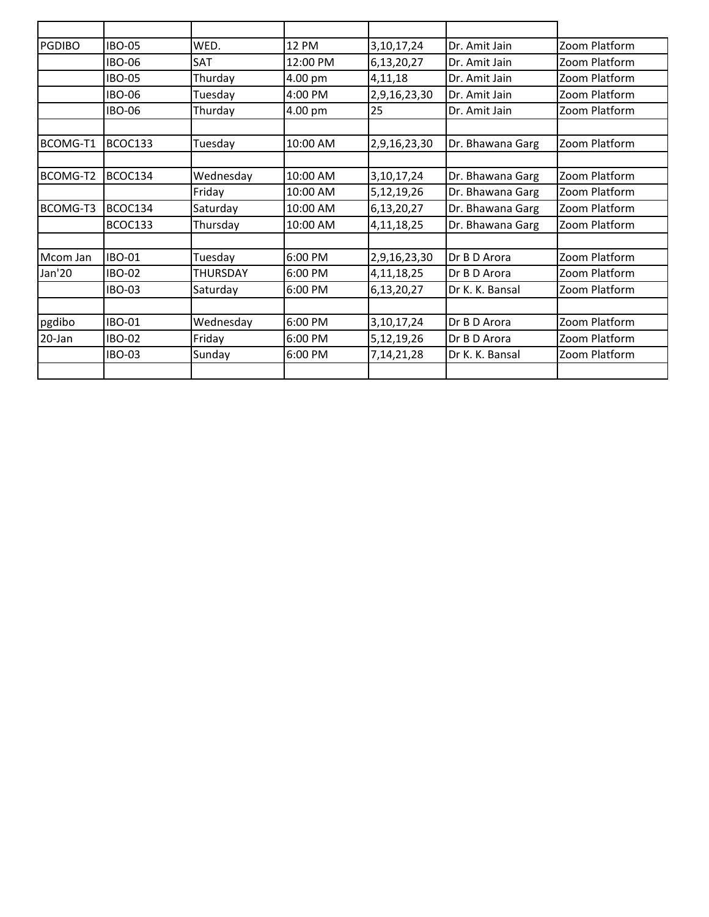| | | | | | | |
|---|---|---|---|---|---|---|
| PGDIBO | IBO-05 | WED. | 12 PM | 3,10,17,24 | Dr. Amit Jain | Zoom Platform |
| | IBO-06 | SAT | 12:00 PM | 6,13,20,27 | Dr. Amit Jain | Zoom Platform |
| | IBO-05 | Thurday | 4.00 pm | 4,11,18 | Dr. Amit Jain | Zoom Platform |
| | IBO-06 | Tuesday | 4:00 PM | 2,9,16,23,30 | Dr. Amit Jain | Zoom Platform |
| | IBO-06 | Thurday | 4.00 pm | 25 | Dr. Amit Jain | Zoom Platform |
| | | | | | | |
| BCOMG-T1 | BCOC133 | Tuesday | 10:00 AM | 2,9,16,23,30 | Dr. Bhawana Garg | Zoom Platform |
| | | | | | | |
| BCOMG-T2 | BCOC134 | Wednesday | 10:00 AM | 3,10,17,24 | Dr. Bhawana Garg | Zoom Platform |
| | | Friday | 10:00 AM | 5,12,19,26 | Dr. Bhawana Garg | Zoom Platform |
| BCOMG-T3 | BCOC134 | Saturday | 10:00 AM | 6,13,20,27 | Dr. Bhawana Garg | Zoom Platform |
| | BCOC133 | Thursday | 10:00 AM | 4,11,18,25 | Dr. Bhawana Garg | Zoom Platform |
| | | | | | | |
| Mcom Jan | IBO-01 | Tuesday | 6:00 PM | 2,9,16,23,30 | Dr B D Arora | Zoom Platform |
| Jan'20 | IBO-02 | THURSDAY | 6:00 PM | 4,11,18,25 | Dr B D Arora | Zoom Platform |
| | IBO-03 | Saturday | 6:00 PM | 6,13,20,27 | Dr K. K. Bansal | Zoom Platform |
| | | | | | | |
| pgdibo | IBO-01 | Wednesday | 6:00 PM | 3,10,17,24 | Dr B D Arora | Zoom Platform |
| 20-Jan | IBO-02 | Friday | 6:00 PM | 5,12,19,26 | Dr B D Arora | Zoom Platform |
| | IBO-03 | Sunday | 6:00 PM | 7,14,21,28 | Dr K. K. Bansal | Zoom Platform |
| | | | | | | |